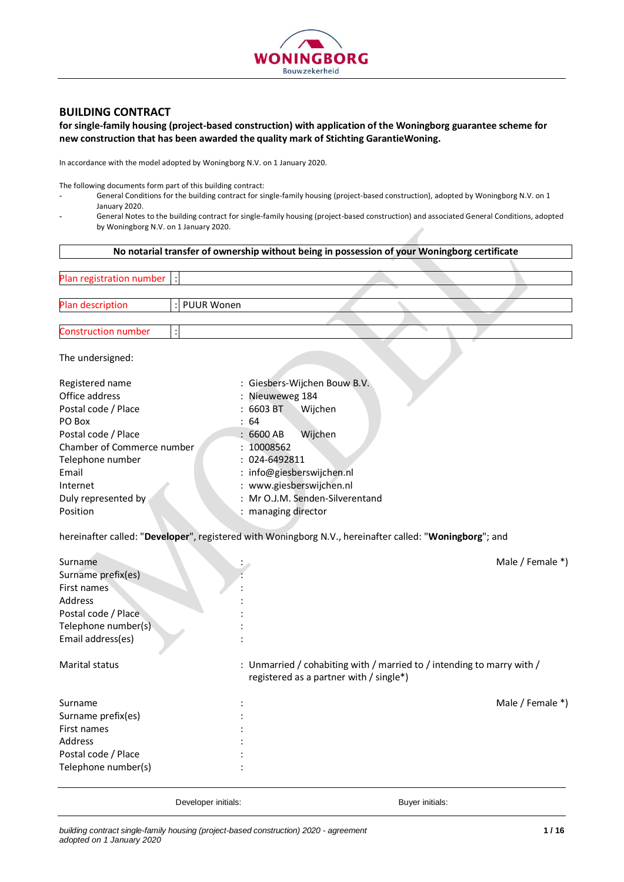# BUILDING CONTRACT

**for single-family housing (project-based construction) with application of the Woningborg guarantee scheme for new construction that has been awarded the quality mark of Stichting GarantieWoning.**

In accordance with the model adopted by Woningborg N.V. on 1 January 2020.

The following documents form part of this building contract:

- General Conditions for the building contract for single-family housing (project-based construction), adopted by Woningborg N.V. on 1 January 2020.
- General Notes to the building contract for single-family housing (project-based construction) and associated General Conditions, adopted by Woningborg N.V. on 1 January 2020.

**No notarial transfer of ownership without being in possession of your Woningborg certificate**

| | | |
|---|---|---|
| Plan registration number | : | |
| Plan description | : | PUUR Wonen |
| Construction number | : | |

The undersigned:

| | |
|---|---|
| Registered name | : Giesbers-Wijchen Bouw B.V. |
| Office address | : Nieuweweg 184 |
| Postal code / Place | : 6603 BT Wijchen |
| PO Box | : 64 |
| Postal code / Place | : 6600 AB Wijchen |
| Chamber of Commerce number | : 10008562 |
| Telephone number | : 024-6492811 |
| Email | : info@giesberswijchen.nl |
| Internet | : www.giesberswijchen.nl |
| Duly represented by | : Mr O.J.M. Senden-Silverentand |
| Position | : managing director |

hereinafter called: "**Developer**", registered with Woningborg N.V., hereinafter called: "**Woningborg**"; and

| | | |
|---|---|---|
| Surname | : | Male / Female *) |
| Surname prefix(es) | : | |
| First names | : | |
| Address | : | |
| Postal code / Place | : | |
| Telephone number(s) | : | |
| Email address(es) | : | |
| Marital status | : Unmarried / cohabiting with / married to / intending to marry with / registered as a partner with / single*) | |

| | | |
|---|---|---|
| Surname | : | Male / Female *) |
| Surname prefix(es) | : | |
| First names | : | |
| Address | : | |
| Postal code / Place | : | |
| Telephone number(s) | : | |

Developer initials: Buyer initials: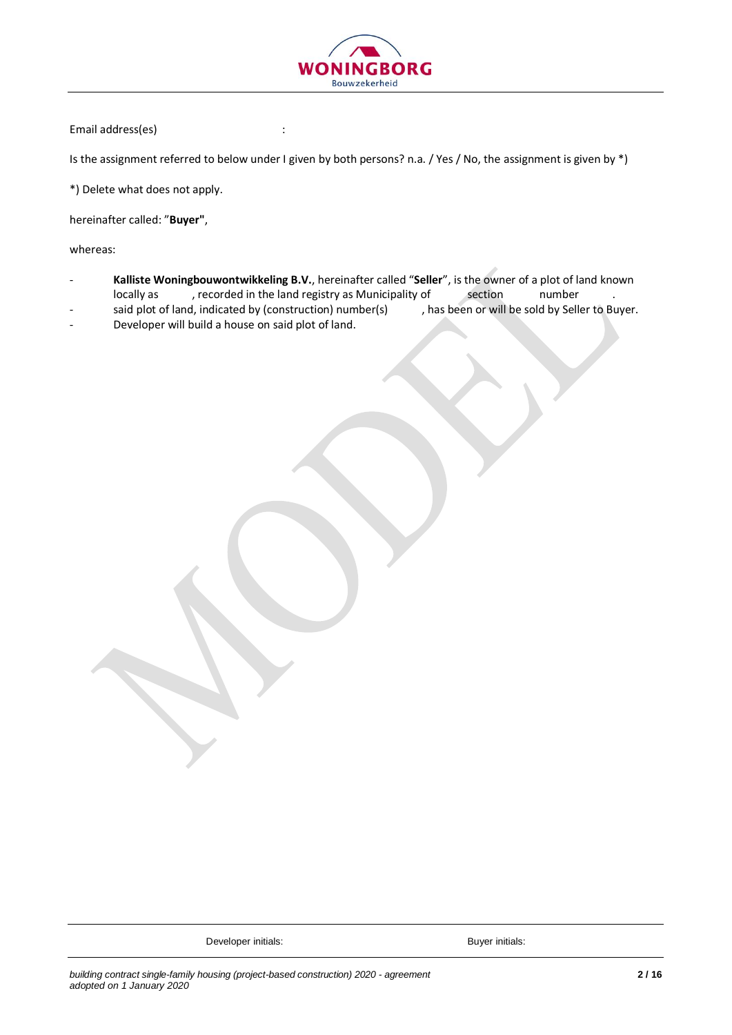Email address(es) :

Is the assignment referred to below under I given by both persons? n.a. / Yes / No, the assignment is given by *)

*) Delete what does not apply.

hereinafter called: "**Buyer"**,

whereas:

- **Kalliste Woningbouwontwikkeling B.V.**, hereinafter called "**Seller**", is the owner of a plot of land known locally as , recorded in the land registry as Municipality of section number .
- said plot of land, indicated by (construction) number(s) , has been or will be sold by Seller to Buyer.
- Developer will build a house on said plot of land.

Developer initials: Buyer initials: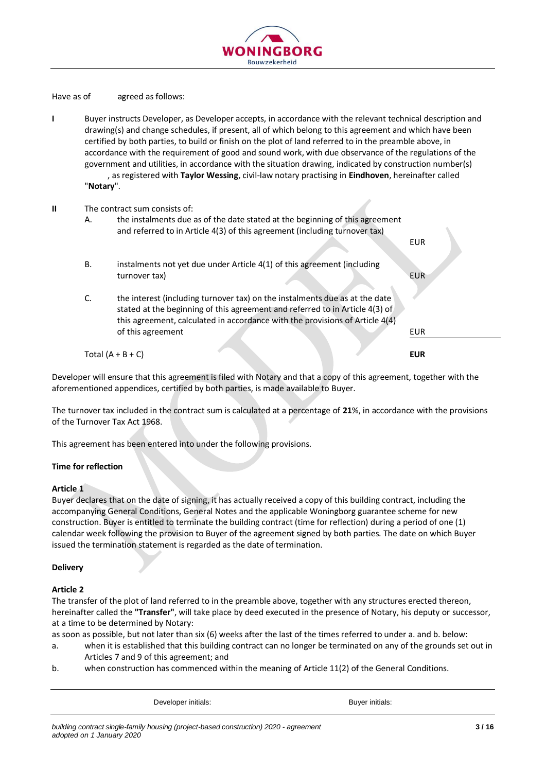Have as of agreed as follows:

**I** Buyer instructs Developer, as Developer accepts, in accordance with the relevant technical description and drawing(s) and change schedules, if present, all of which belong to this agreement and which have been certified by both parties, to build or finish on the plot of land referred to in the preamble above, in accordance with the requirement of good and sound work, with due observance of the regulations of the government and utilities, in accordance with the situation drawing, indicated by construction number(s) , as registered with **Taylor Wessing**, civil-law notary practising in **Eindhoven**, hereinafter called "**Notary**".

**II** The contract sum consists of:

| | | |
|---|---|---|
| A. | the instalments due as of the date stated at the beginning of this agreement and referred to in Article 4(3) of this agreement (including turnover tax) | EUR |
| B. | instalments not yet due under Article 4(1) of this agreement (including turnover tax) | EUR |
| C. | the interest (including turnover tax) on the instalments due as at the date stated at the beginning of this agreement and referred to in Article 4(3) of this agreement, calculated in accordance with the provisions of Article 4(4) of this agreement | EUR |
| Total (A + B + C) | | **EUR** |

Developer will ensure that this agreement is filed with Notary and that a copy of this agreement, together with the aforementioned appendices, certified by both parties, is made available to Buyer.

The turnover tax included in the contract sum is calculated at a percentage of **21**%, in accordance with the provisions of the Turnover Tax Act 1968.

This agreement has been entered into under the following provisions.

**Time for reflection**

**Article 1**

Buyer declares that on the date of signing, it has actually received a copy of this building contract, including the accompanying General Conditions, General Notes and the applicable Woningborg guarantee scheme for new construction. Buyer is entitled to terminate the building contract (time for reflection) during a period of one (1) calendar week following the provision to Buyer of the agreement signed by both parties. The date on which Buyer issued the termination statement is regarded as the date of termination.

**Delivery**

**Article 2**

The transfer of the plot of land referred to in the preamble above, together with any structures erected thereon, hereinafter called the **"Transfer"**, will take place by deed executed in the presence of Notary, his deputy or successor, at a time to be determined by Notary:

as soon as possible, but not later than six (6) weeks after the last of the times referred to under a. and b. below:

a. when it is established that this building contract can no longer be terminated on any of the grounds set out in Articles 7 and 9 of this agreement; and

b. when construction has commenced within the meaning of Article 11(2) of the General Conditions.

Developer initials: Buyer initials: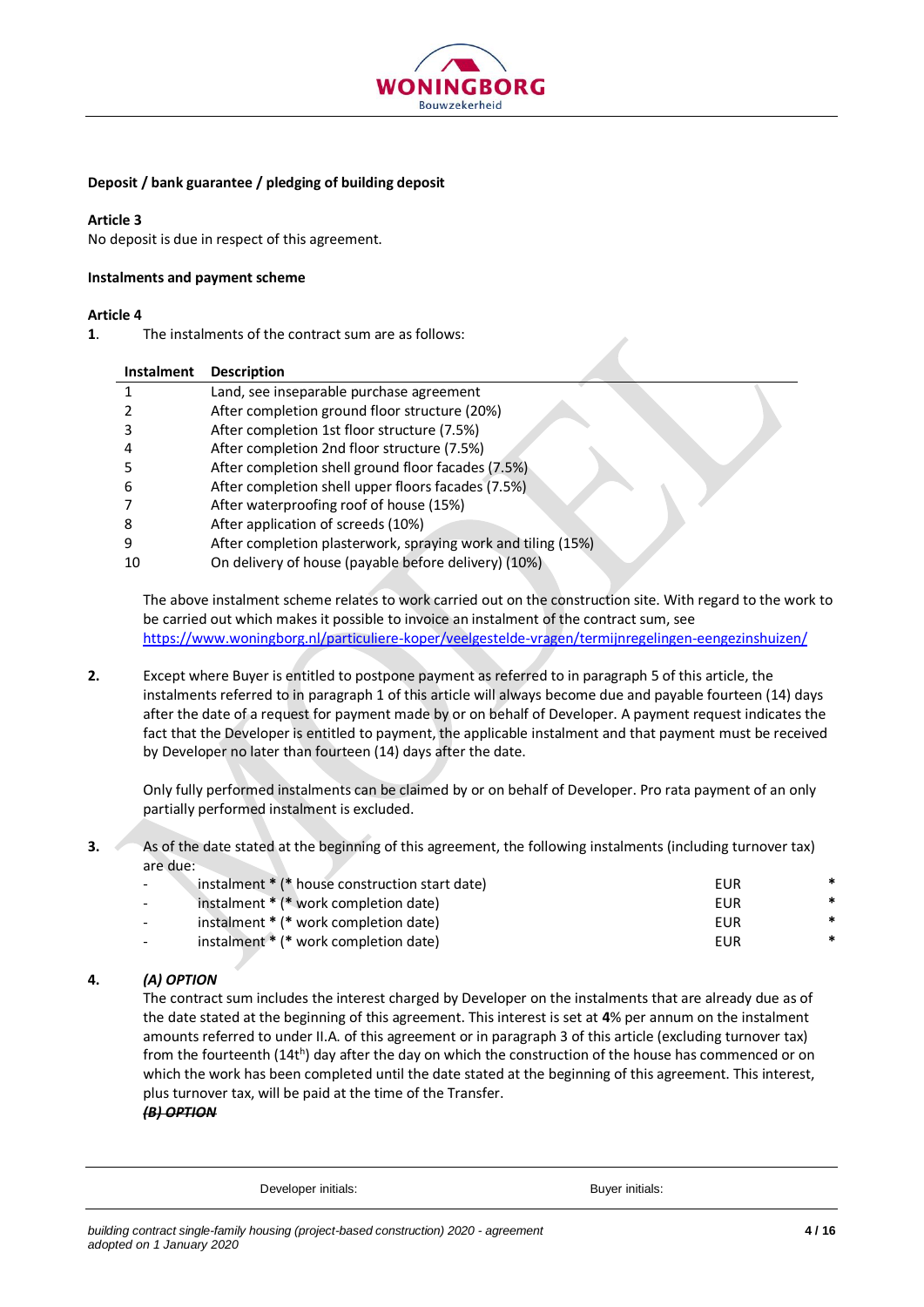**Deposit / bank guarantee / pledging of building deposit**

**Article 3**

No deposit is due in respect of this agreement.

**Instalments and payment scheme**

**Article 4**

**1**. The instalments of the contract sum are as follows:

| Instalment | Description |
|---|---|
| 1 | Land, see inseparable purchase agreement |
| 2 | After completion ground floor structure (20%) |
| 3 | After completion 1st floor structure (7.5%) |
| 4 | After completion 2nd floor structure (7.5%) |
| 5 | After completion shell ground floor facades (7.5%) |
| 6 | After completion shell upper floors facades (7.5%) |
| 7 | After waterproofing roof of house (15%) |
| 8 | After application of screeds (10%) |
| 9 | After completion plasterwork, spraying work and tiling (15%) |
| 10 | On delivery of house (payable before delivery) (10%) |

The above instalment scheme relates to work carried out on the construction site. With regard to the work to be carried out which makes it possible to invoice an instalment of the contract sum, see [https://www.woningborg.nl/particuliere-koper/veelgestelde-vragen/termijnregelingen-eengezinshuizen/](https://www.woningborg.nl/particuliere-koper/veelgestelde-vragen/termijnregelingen-eengezinshuizen/)

**2.** Except where Buyer is entitled to postpone payment as referred to in paragraph 5 of this article, the instalments referred to in paragraph 1 of this article will always become due and payable fourteen (14) days after the date of a request for payment made by or on behalf of Developer. A payment request indicates the fact that the Developer is entitled to payment, the applicable instalment and that payment must be received by Developer no later than fourteen (14) days after the date.

Only fully performed instalments can be claimed by or on behalf of Developer. Pro rata payment of an only partially performed instalment is excluded.

**3.** As of the date stated at the beginning of this agreement, the following instalments (including turnover tax) are due:

- instalment * (* house construction start date) EUR *
- instalment * (* work completion date) EUR *
- instalment * (* work completion date) EUR *
- instalment * (* work completion date) EUR *

**4.** ***(A) OPTION***

The contract sum includes the interest charged by Developer on the instalments that are already due as of the date stated at the beginning of this agreement. This interest is set at **4**% per annum on the instalment amounts referred to under II.A. of this agreement or in paragraph 3 of this article (excluding turnover tax) from the fourteenth (14th) day after the day on which the construction of the house has commenced or on which the work has been completed until the date stated at the beginning of this agreement. This interest, plus turnover tax, will be paid at the time of the Transfer.

~~***(B) OPTION***~~

Developer initials: Buyer initials: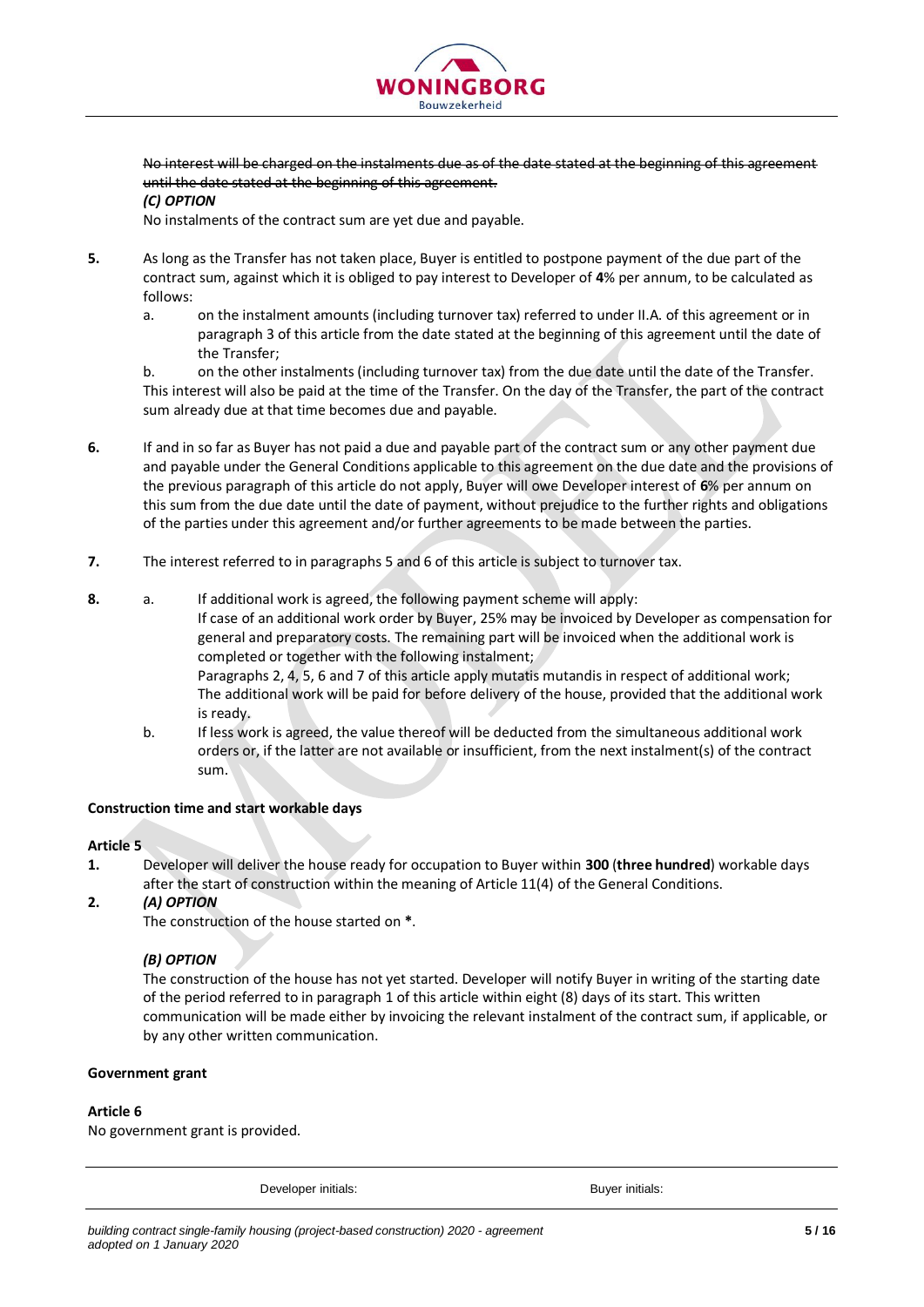~~No interest will be charged on the instalments due as of the date stated at the beginning of this agreement until the date stated at the beginning of this agreement.~~

***(C) OPTION***

No instalments of the contract sum are yet due and payable.

**5.** As long as the Transfer has not taken place, Buyer is entitled to postpone payment of the due part of the contract sum, against which it is obliged to pay interest to Developer of **4**% per annum, to be calculated as follows:

a. on the instalment amounts (including turnover tax) referred to under II.A. of this agreement or in paragraph 3 of this article from the date stated at the beginning of this agreement until the date of the Transfer;

b. on the other instalments (including turnover tax) from the due date until the date of the Transfer.

This interest will also be paid at the time of the Transfer. On the day of the Transfer, the part of the contract sum already due at that time becomes due and payable.

**6.** If and in so far as Buyer has not paid a due and payable part of the contract sum or any other payment due and payable under the General Conditions applicable to this agreement on the due date and the provisions of the previous paragraph of this article do not apply, Buyer will owe Developer interest of **6**% per annum on this sum from the due date until the date of payment, without prejudice to the further rights and obligations of the parties under this agreement and/or further agreements to be made between the parties.

**7.** The interest referred to in paragraphs 5 and 6 of this article is subject to turnover tax.

**8.** a. If additional work is agreed, the following payment scheme will apply:
If case of an additional work order by Buyer, 25% may be invoiced by Developer as compensation for general and preparatory costs. The remaining part will be invoiced when the additional work is completed or together with the following instalment;
Paragraphs 2, 4, 5, 6 and 7 of this article apply mutatis mutandis in respect of additional work;
The additional work will be paid for before delivery of the house, provided that the additional work is ready.

b. If less work is agreed, the value thereof will be deducted from the simultaneous additional work orders or, if the latter are not available or insufficient, from the next instalment(s) of the contract sum.

**Construction time and start workable days**

**Article 5**

**1.** Developer will deliver the house ready for occupation to Buyer within **300** (**three hundred**) workable days after the start of construction within the meaning of Article 11(4) of the General Conditions.

**2.** ***(A) OPTION***

The construction of the house started on **\***.

***(B) OPTION***

The construction of the house has not yet started. Developer will notify Buyer in writing of the starting date of the period referred to in paragraph 1 of this article within eight (8) days of its start. This written communication will be made either by invoicing the relevant instalment of the contract sum, if applicable, or by any other written communication.

**Government grant**

**Article 6**

No government grant is provided.

Developer initials: Buyer initials: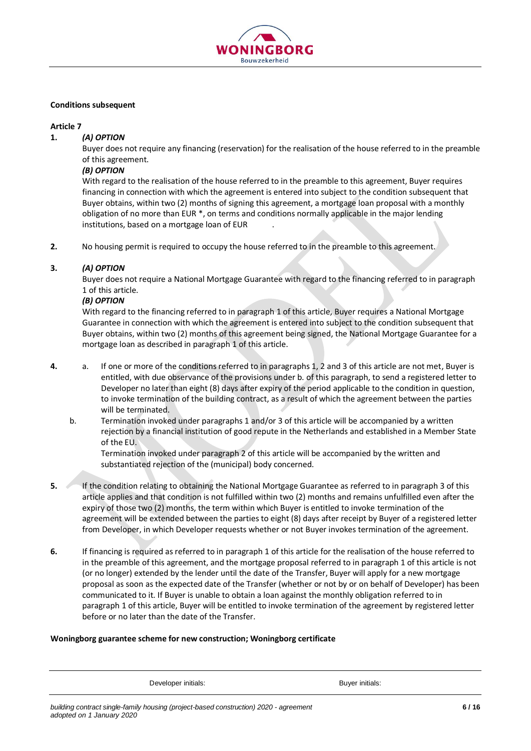**Conditions subsequent**

**Article 7**

**1.** ***(A) OPTION***

Buyer does not require any financing (reservation) for the realisation of the house referred to in the preamble of this agreement.

***(B) OPTION***

With regard to the realisation of the house referred to in the preamble to this agreement, Buyer requires financing in connection with which the agreement is entered into subject to the condition subsequent that Buyer obtains, within two (2) months of signing this agreement, a mortgage loan proposal with a monthly obligation of no more than EUR *, on terms and conditions normally applicable in the major lending institutions, based on a mortgage loan of EUR .

**2.** No housing permit is required to occupy the house referred to in the preamble to this agreement.

**3.** ***(A) OPTION***

Buyer does not require a National Mortgage Guarantee with regard to the financing referred to in paragraph 1 of this article.

***(B) OPTION***

With regard to the financing referred to in paragraph 1 of this article, Buyer requires a National Mortgage Guarantee in connection with which the agreement is entered into subject to the condition subsequent that Buyer obtains, within two (2) months of this agreement being signed, the National Mortgage Guarantee for a mortgage loan as described in paragraph 1 of this article.

**4.**
a. If one or more of the conditions referred to in paragraphs 1, 2 and 3 of this article are not met, Buyer is entitled, with due observance of the provisions under b. of this paragraph, to send a registered letter to Developer no later than eight (8) days after expiry of the period applicable to the condition in question, to invoke termination of the building contract, as a result of which the agreement between the parties will be terminated.

b. Termination invoked under paragraphs 1 and/or 3 of this article will be accompanied by a written rejection by a financial institution of good repute in the Netherlands and established in a Member State of the EU.

Termination invoked under paragraph 2 of this article will be accompanied by the written and substantiated rejection of the (municipal) body concerned.

**5.** If the condition relating to obtaining the National Mortgage Guarantee as referred to in paragraph 3 of this article applies and that condition is not fulfilled within two (2) months and remains unfulfilled even after the expiry of those two (2) months, the term within which Buyer is entitled to invoke termination of the agreement will be extended between the parties to eight (8) days after receipt by Buyer of a registered letter from Developer, in which Developer requests whether or not Buyer invokes termination of the agreement.

**6.** If financing is required as referred to in paragraph 1 of this article for the realisation of the house referred to in the preamble of this agreement, and the mortgage proposal referred to in paragraph 1 of this article is not (or no longer) extended by the lender until the date of the Transfer, Buyer will apply for a new mortgage proposal as soon as the expected date of the Transfer (whether or not by or on behalf of Developer) has been communicated to it. If Buyer is unable to obtain a loan against the monthly obligation referred to in paragraph 1 of this article, Buyer will be entitled to invoke termination of the agreement by registered letter before or no later than the date of the Transfer.

**Woningborg guarantee scheme for new construction; Woningborg certificate**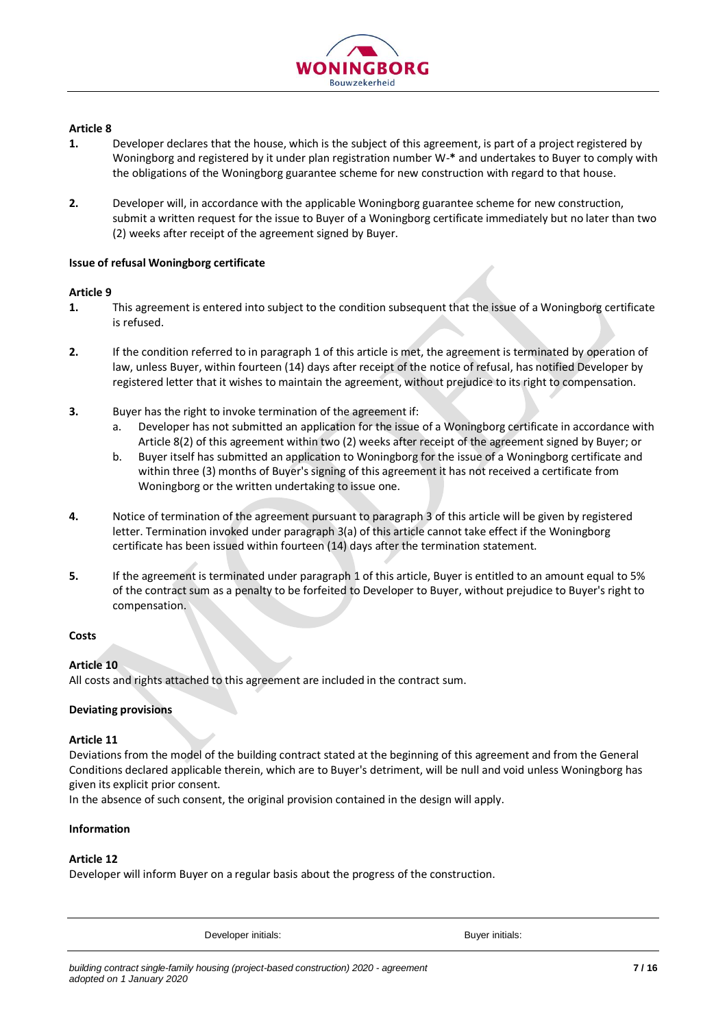**Article 8**

1. Developer declares that the house, which is the subject of this agreement, is part of a project registered by Woningborg and registered by it under plan registration number W-* and undertakes to Buyer to comply with the obligations of the Woningborg guarantee scheme for new construction with regard to that house.

2. Developer will, in accordance with the applicable Woningborg guarantee scheme for new construction, submit a written request for the issue to Buyer of a Woningborg certificate immediately but no later than two (2) weeks after receipt of the agreement signed by Buyer.

**Issue of refusal Woningborg certificate**

**Article 9**

1. This agreement is entered into subject to the condition subsequent that the issue of a Woningborg certificate is refused.

2. If the condition referred to in paragraph 1 of this article is met, the agreement is terminated by operation of law, unless Buyer, within fourteen (14) days after receipt of the notice of refusal, has notified Developer by registered letter that it wishes to maintain the agreement, without prejudice to its right to compensation.

3. Buyer has the right to invoke termination of the agreement if:
   a. Developer has not submitted an application for the issue of a Woningborg certificate in accordance with Article 8(2) of this agreement within two (2) weeks after receipt of the agreement signed by Buyer; or
   b. Buyer itself has submitted an application to Woningborg for the issue of a Woningborg certificate and within three (3) months of Buyer's signing of this agreement it has not received a certificate from Woningborg or the written undertaking to issue one.

4. Notice of termination of the agreement pursuant to paragraph 3 of this article will be given by registered letter. Termination invoked under paragraph 3(a) of this article cannot take effect if the Woningborg certificate has been issued within fourteen (14) days after the termination statement.

5. If the agreement is terminated under paragraph 1 of this article, Buyer is entitled to an amount equal to 5% of the contract sum as a penalty to be forfeited to Developer to Buyer, without prejudice to Buyer's right to compensation.

**Costs**

**Article 10**

All costs and rights attached to this agreement are included in the contract sum.

**Deviating provisions**

**Article 11**

Deviations from the model of the building contract stated at the beginning of this agreement and from the General Conditions declared applicable therein, which are to Buyer's detriment, will be null and void unless Woningborg has given its explicit prior consent.
In the absence of such consent, the original provision contained in the design will apply.

**Information**

**Article 12**

Developer will inform Buyer on a regular basis about the progress of the construction.

Developer initials: Buyer initials: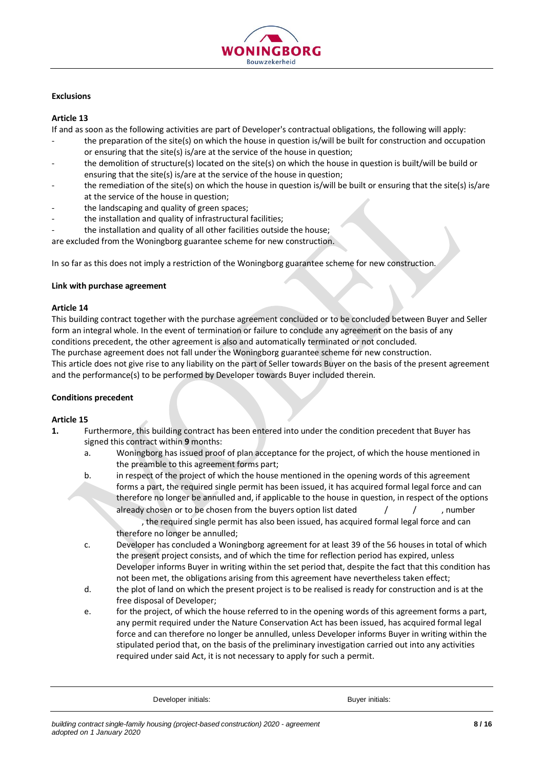**Exclusions**

**Article 13**

If and as soon as the following activities are part of Developer's contractual obligations, the following will apply:

- the preparation of the site(s) on which the house in question is/will be built for construction and occupation or ensuring that the site(s) is/are at the service of the house in question;
- the demolition of structure(s) located on the site(s) on which the house in question is built/will be build or ensuring that the site(s) is/are at the service of the house in question;
- the remediation of the site(s) on which the house in question is/will be built or ensuring that the site(s) is/are at the service of the house in question;
- the landscaping and quality of green spaces;
- the installation and quality of infrastructural facilities;
- the installation and quality of all other facilities outside the house;

are excluded from the Woningborg guarantee scheme for new construction.

In so far as this does not imply a restriction of the Woningborg guarantee scheme for new construction.

**Link with purchase agreement**

**Article 14**

This building contract together with the purchase agreement concluded or to be concluded between Buyer and Seller form an integral whole. In the event of termination or failure to conclude any agreement on the basis of any conditions precedent, the other agreement is also and automatically terminated or not concluded.
The purchase agreement does not fall under the Woningborg guarantee scheme for new construction.
This article does not give rise to any liability on the part of Seller towards Buyer on the basis of the present agreement and the performance(s) to be performed by Developer towards Buyer included therein.

**Conditions precedent**

**Article 15**

**1.** Furthermore, this building contract has been entered into under the condition precedent that Buyer has signed this contract within **9** months:

a. Woningborg has issued proof of plan acceptance for the project, of which the house mentioned in the preamble to this agreement forms part;

b. in respect of the project of which the house mentioned in the opening words of this agreement forms a part, the required single permit has been issued, it has acquired formal legal force and can therefore no longer be annulled and, if applicable to the house in question, in respect of the options already chosen or to be chosen from the buyers option list dated / / , number , the required single permit has also been issued, has acquired formal legal force and can therefore no longer be annulled;

c. Developer has concluded a Woningborg agreement for at least 39 of the 56 houses in total of which the present project consists, and of which the time for reflection period has expired, unless Developer informs Buyer in writing within the set period that, despite the fact that this condition has not been met, the obligations arising from this agreement have nevertheless taken effect;

d. the plot of land on which the present project is to be realised is ready for construction and is at the free disposal of Developer;

e. for the project, of which the house referred to in the opening words of this agreement forms a part, any permit required under the Nature Conservation Act has been issued, has acquired formal legal force and can therefore no longer be annulled, unless Developer informs Buyer in writing within the stipulated period that, on the basis of the preliminary investigation carried out into any activities required under said Act, it is not necessary to apply for such a permit.

Developer initials: Buyer initials: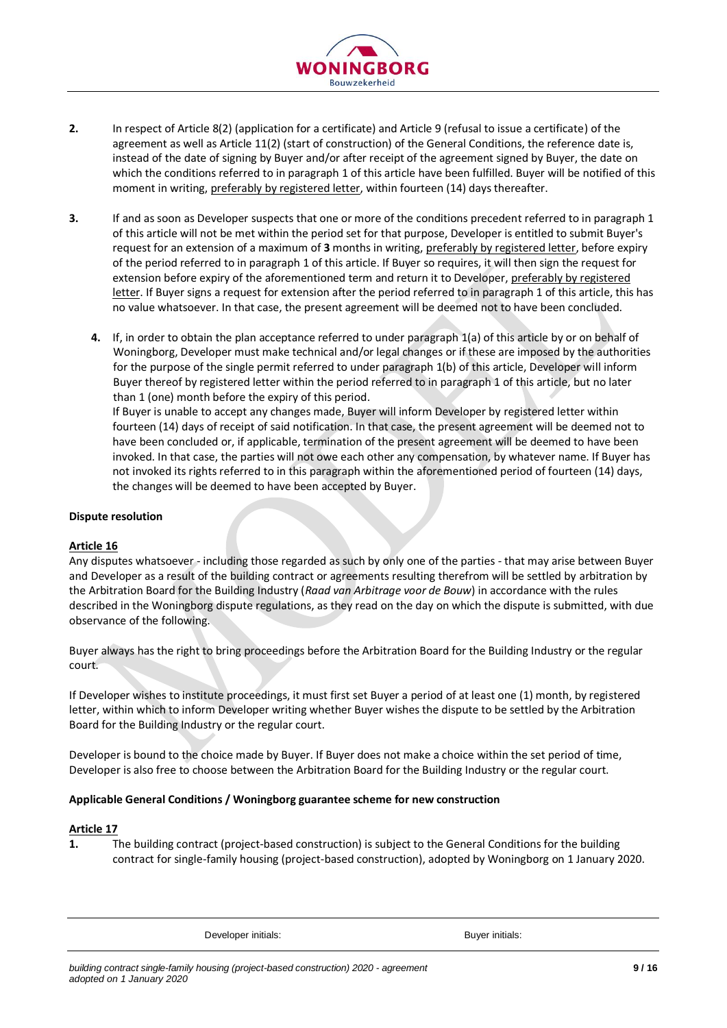2. In respect of Article 8(2) (application for a certificate) and Article 9 (refusal to issue a certificate) of the agreement as well as Article 11(2) (start of construction) of the General Conditions, the reference date is, instead of the date of signing by Buyer and/or after receipt of the agreement signed by Buyer, the date on which the conditions referred to in paragraph 1 of this article have been fulfilled. Buyer will be notified of this moment in writing, preferably by registered letter, within fourteen (14) days thereafter.

3. If and as soon as Developer suspects that one or more of the conditions precedent referred to in paragraph 1 of this article will not be met within the period set for that purpose, Developer is entitled to submit Buyer's request for an extension of a maximum of **3** months in writing, preferably by registered letter, before expiry of the period referred to in paragraph 1 of this article. If Buyer so requires, it will then sign the request for extension before expiry of the aforementioned term and return it to Developer, preferably by registered letter. If Buyer signs a request for extension after the period referred to in paragraph 1 of this article, this has no value whatsoever. In that case, the present agreement will be deemed not to have been concluded.

4. If, in order to obtain the plan acceptance referred to under paragraph 1(a) of this article by or on behalf of Woningborg, Developer must make technical and/or legal changes or if these are imposed by the authorities for the purpose of the single permit referred to under paragraph 1(b) of this article, Developer will inform Buyer thereof by registered letter within the period referred to in paragraph 1 of this article, but no later than 1 (one) month before the expiry of this period.
If Buyer is unable to accept any changes made, Buyer will inform Developer by registered letter within fourteen (14) days of receipt of said notification. In that case, the present agreement will be deemed not to have been concluded or, if applicable, termination of the present agreement will be deemed to have been invoked. In that case, the parties will not owe each other any compensation, by whatever name. If Buyer has not invoked its rights referred to in this paragraph within the aforementioned period of fourteen (14) days, the changes will be deemed to have been accepted by Buyer.

**Dispute resolution**

**Article 16**

Any disputes whatsoever - including those regarded as such by only one of the parties - that may arise between Buyer and Developer as a result of the building contract or agreements resulting therefrom will be settled by arbitration by the Arbitration Board for the Building Industry (*Raad van Arbitrage voor de Bouw*) in accordance with the rules described in the Woningborg dispute regulations, as they read on the day on which the dispute is submitted, with due observance of the following.

Buyer always has the right to bring proceedings before the Arbitration Board for the Building Industry or the regular court.

If Developer wishes to institute proceedings, it must first set Buyer a period of at least one (1) month, by registered letter, within which to inform Developer writing whether Buyer wishes the dispute to be settled by the Arbitration Board for the Building Industry or the regular court.

Developer is bound to the choice made by Buyer. If Buyer does not make a choice within the set period of time, Developer is also free to choose between the Arbitration Board for the Building Industry or the regular court.

**Applicable General Conditions / Woningborg guarantee scheme for new construction**

**Article 17**

1. The building contract (project-based construction) is subject to the General Conditions for the building contract for single-family housing (project-based construction), adopted by Woningborg on 1 January 2020.

Developer initials: Buyer initials: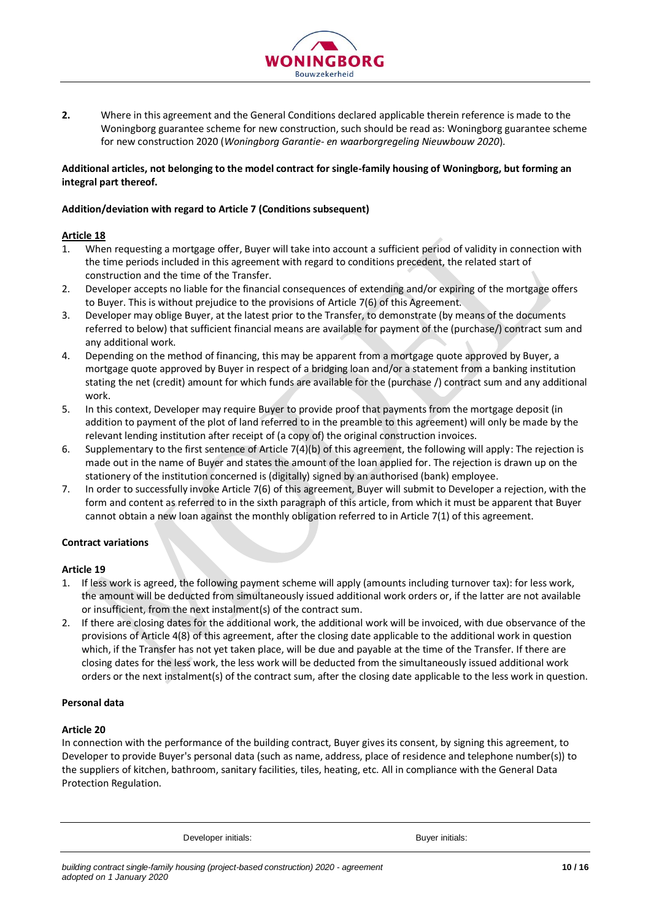**2.** Where in this agreement and the General Conditions declared applicable therein reference is made to the Woningborg guarantee scheme for new construction, such should be read as: Woningborg guarantee scheme for new construction 2020 (*Woningborg Garantie- en waarborgregeling Nieuwbouw 2020*).

**Additional articles, not belonging to the model contract for single-family housing of Woningborg, but forming an integral part thereof.**

**Addition/deviation with regard to Article 7 (Conditions subsequent)**

**Article 18**

1. When requesting a mortgage offer, Buyer will take into account a sufficient period of validity in connection with the time periods included in this agreement with regard to conditions precedent, the related start of construction and the time of the Transfer.
2. Developer accepts no liable for the financial consequences of extending and/or expiring of the mortgage offers to Buyer. This is without prejudice to the provisions of Article 7(6) of this Agreement.
3. Developer may oblige Buyer, at the latest prior to the Transfer, to demonstrate (by means of the documents referred to below) that sufficient financial means are available for payment of the (purchase/) contract sum and any additional work.
4. Depending on the method of financing, this may be apparent from a mortgage quote approved by Buyer, a mortgage quote approved by Buyer in respect of a bridging loan and/or a statement from a banking institution stating the net (credit) amount for which funds are available for the (purchase /) contract sum and any additional work.
5. In this context, Developer may require Buyer to provide proof that payments from the mortgage deposit (in addition to payment of the plot of land referred to in the preamble to this agreement) will only be made by the relevant lending institution after receipt of (a copy of) the original construction invoices.
6. Supplementary to the first sentence of Article 7(4)(b) of this agreement, the following will apply: The rejection is made out in the name of Buyer and states the amount of the loan applied for. The rejection is drawn up on the stationery of the institution concerned is (digitally) signed by an authorised (bank) employee.
7. In order to successfully invoke Article 7(6) of this agreement, Buyer will submit to Developer a rejection, with the form and content as referred to in the sixth paragraph of this article, from which it must be apparent that Buyer cannot obtain a new loan against the monthly obligation referred to in Article 7(1) of this agreement.

**Contract variations**

**Article 19**

1. If less work is agreed, the following payment scheme will apply (amounts including turnover tax): for less work, the amount will be deducted from simultaneously issued additional work orders or, if the latter are not available or insufficient, from the next instalment(s) of the contract sum.
2. If there are closing dates for the additional work, the additional work will be invoiced, with due observance of the provisions of Article 4(8) of this agreement, after the closing date applicable to the additional work in question which, if the Transfer has not yet taken place, will be due and payable at the time of the Transfer. If there are closing dates for the less work, the less work will be deducted from the simultaneously issued additional work orders or the next instalment(s) of the contract sum, after the closing date applicable to the less work in question.

**Personal data**

**Article 20**

In connection with the performance of the building contract, Buyer gives its consent, by signing this agreement, to Developer to provide Buyer's personal data (such as name, address, place of residence and telephone number(s)) to the suppliers of kitchen, bathroom, sanitary facilities, tiles, heating, etc. All in compliance with the General Data Protection Regulation.

Developer initials: Buyer initials: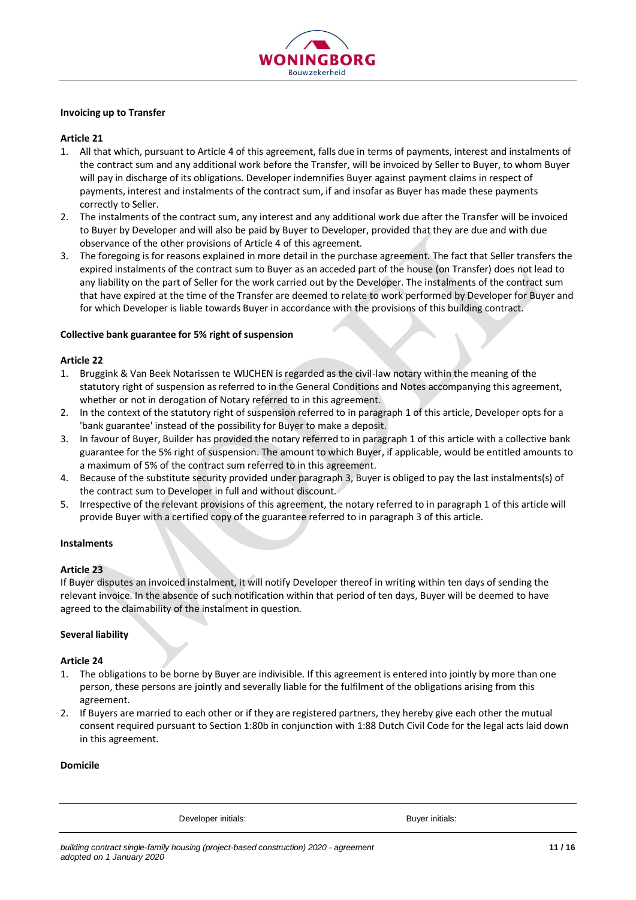**Invoicing up to Transfer**

**Article 21**

1. All that which, pursuant to Article 4 of this agreement, falls due in terms of payments, interest and instalments of the contract sum and any additional work before the Transfer, will be invoiced by Seller to Buyer, to whom Buyer will pay in discharge of its obligations. Developer indemnifies Buyer against payment claims in respect of payments, interest and instalments of the contract sum, if and insofar as Buyer has made these payments correctly to Seller.
2. The instalments of the contract sum, any interest and any additional work due after the Transfer will be invoiced to Buyer by Developer and will also be paid by Buyer to Developer, provided that they are due and with due observance of the other provisions of Article 4 of this agreement.
3. The foregoing is for reasons explained in more detail in the purchase agreement. The fact that Seller transfers the expired instalments of the contract sum to Buyer as an acceded part of the house (on Transfer) does not lead to any liability on the part of Seller for the work carried out by the Developer. The instalments of the contract sum that have expired at the time of the Transfer are deemed to relate to work performed by Developer for Buyer and for which Developer is liable towards Buyer in accordance with the provisions of this building contract.

**Collective bank guarantee for 5% right of suspension**

**Article 22**

1. Bruggink & Van Beek Notarissen te WIJCHEN is regarded as the civil-law notary within the meaning of the statutory right of suspension as referred to in the General Conditions and Notes accompanying this agreement, whether or not in derogation of Notary referred to in this agreement.
2. In the context of the statutory right of suspension referred to in paragraph 1 of this article, Developer opts for a 'bank guarantee' instead of the possibility for Buyer to make a deposit.
3. In favour of Buyer, Builder has provided the notary referred to in paragraph 1 of this article with a collective bank guarantee for the 5% right of suspension. The amount to which Buyer, if applicable, would be entitled amounts to a maximum of 5% of the contract sum referred to in this agreement.
4. Because of the substitute security provided under paragraph 3, Buyer is obliged to pay the last instalments(s) of the contract sum to Developer in full and without discount.
5. Irrespective of the relevant provisions of this agreement, the notary referred to in paragraph 1 of this article will provide Buyer with a certified copy of the guarantee referred to in paragraph 3 of this article.

**Instalments**

**Article 23**

If Buyer disputes an invoiced instalment, it will notify Developer thereof in writing within ten days of sending the relevant invoice. In the absence of such notification within that period of ten days, Buyer will be deemed to have agreed to the claimability of the instalment in question.

**Several liability**

**Article 24**

1. The obligations to be borne by Buyer are indivisible. If this agreement is entered into jointly by more than one person, these persons are jointly and severally liable for the fulfilment of the obligations arising from this agreement.
2. If Buyers are married to each other or if they are registered partners, they hereby give each other the mutual consent required pursuant to Section 1:80b in conjunction with 1:88 Dutch Civil Code for the legal acts laid down in this agreement.

**Domicile**

Developer initials: Buyer initials: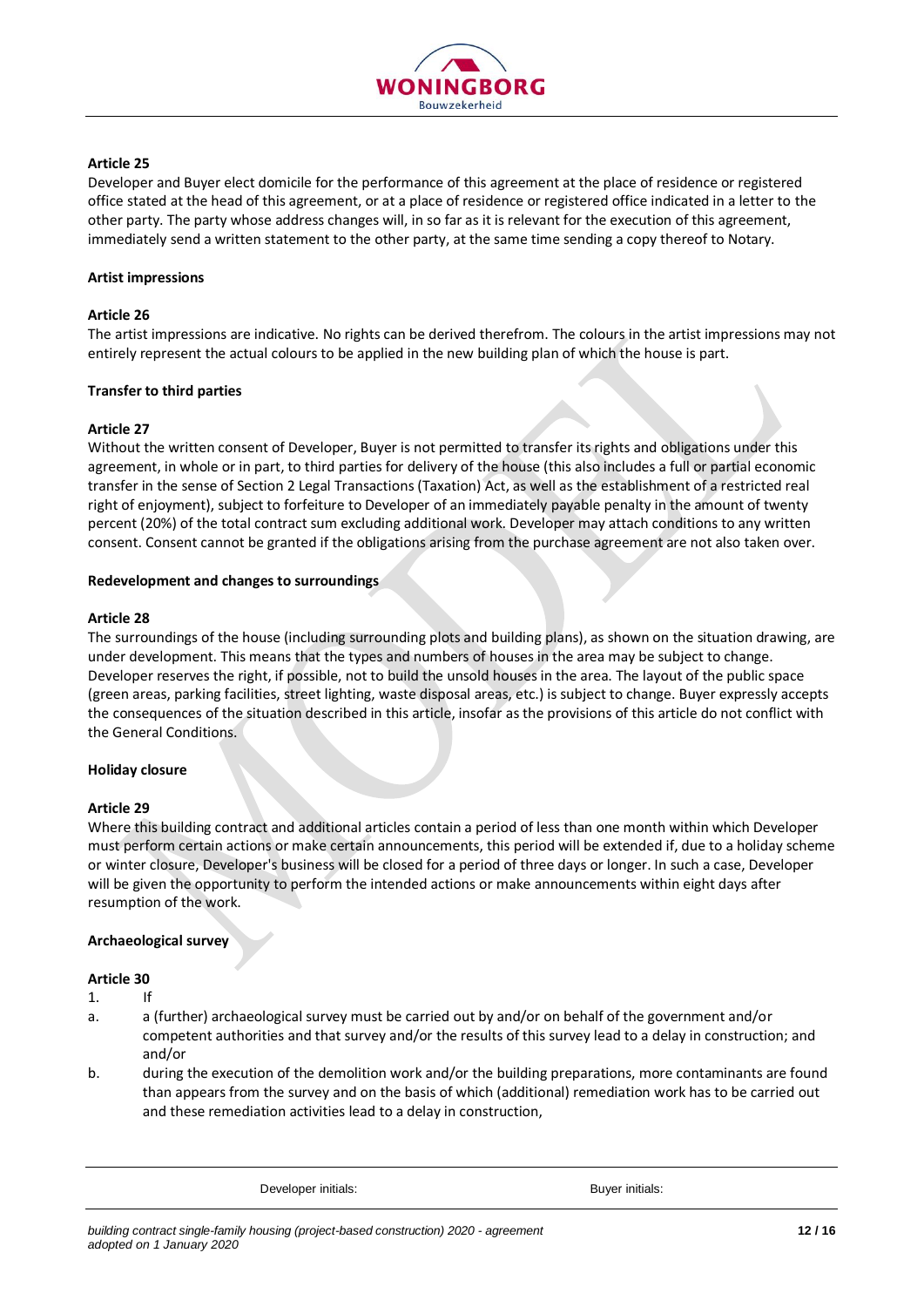**Article 25**

Developer and Buyer elect domicile for the performance of this agreement at the place of residence or registered office stated at the head of this agreement, or at a place of residence or registered office indicated in a letter to the other party. The party whose address changes will, in so far as it is relevant for the execution of this agreement, immediately send a written statement to the other party, at the same time sending a copy thereof to Notary.

**Artist impressions**

**Article 26**

The artist impressions are indicative. No rights can be derived therefrom. The colours in the artist impressions may not entirely represent the actual colours to be applied in the new building plan of which the house is part.

**Transfer to third parties**

**Article 27**

Without the written consent of Developer, Buyer is not permitted to transfer its rights and obligations under this agreement, in whole or in part, to third parties for delivery of the house (this also includes a full or partial economic transfer in the sense of Section 2 Legal Transactions (Taxation) Act, as well as the establishment of a restricted real right of enjoyment), subject to forfeiture to Developer of an immediately payable penalty in the amount of twenty percent (20%) of the total contract sum excluding additional work. Developer may attach conditions to any written consent. Consent cannot be granted if the obligations arising from the purchase agreement are not also taken over.

**Redevelopment and changes to surroundings**

**Article 28**

The surroundings of the house (including surrounding plots and building plans), as shown on the situation drawing, are under development. This means that the types and numbers of houses in the area may be subject to change. Developer reserves the right, if possible, not to build the unsold houses in the area. The layout of the public space (green areas, parking facilities, street lighting, waste disposal areas, etc.) is subject to change. Buyer expressly accepts the consequences of the situation described in this article, insofar as the provisions of this article do not conflict with the General Conditions.

**Holiday closure**

**Article 29**

Where this building contract and additional articles contain a period of less than one month within which Developer must perform certain actions or make certain announcements, this period will be extended if, due to a holiday scheme or winter closure, Developer's business will be closed for a period of three days or longer. In such a case, Developer will be given the opportunity to perform the intended actions or make announcements within eight days after resumption of the work.

**Archaeological survey**

**Article 30**

1. If

a. a (further) archaeological survey must be carried out by and/or on behalf of the government and/or competent authorities and that survey and/or the results of this survey lead to a delay in construction; and and/or

b. during the execution of the demolition work and/or the building preparations, more contaminants are found than appears from the survey and on the basis of which (additional) remediation work has to be carried out and these remediation activities lead to a delay in construction,

Developer initials: Buyer initials: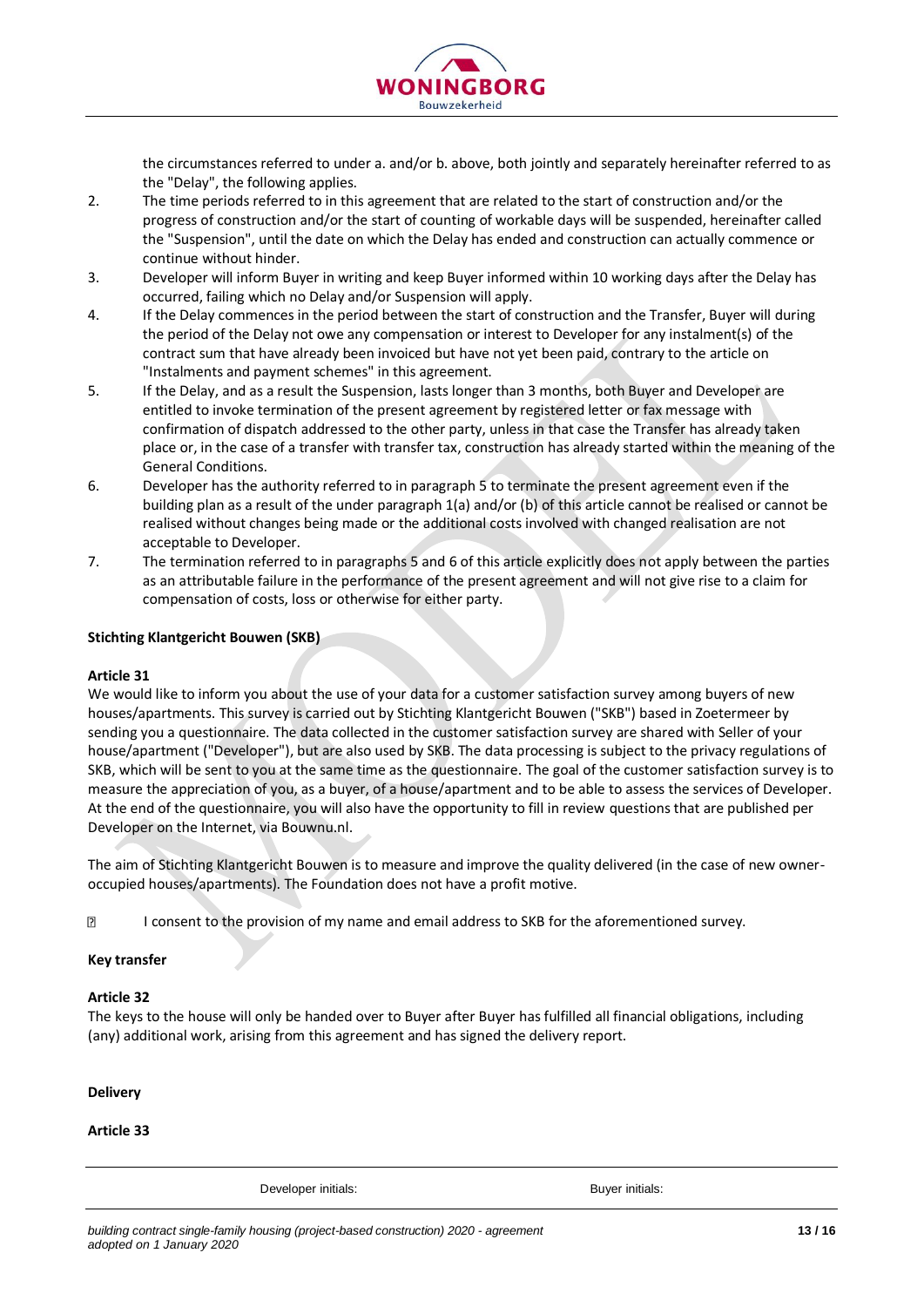the circumstances referred to under a. and/or b. above, both jointly and separately hereinafter referred to as the "Delay", the following applies.

2. The time periods referred to in this agreement that are related to the start of construction and/or the progress of construction and/or the start of counting of workable days will be suspended, hereinafter called the "Suspension", until the date on which the Delay has ended and construction can actually commence or continue without hinder.
3. Developer will inform Buyer in writing and keep Buyer informed within 10 working days after the Delay has occurred, failing which no Delay and/or Suspension will apply.
4. If the Delay commences in the period between the start of construction and the Transfer, Buyer will during the period of the Delay not owe any compensation or interest to Developer for any instalment(s) of the contract sum that have already been invoiced but have not yet been paid, contrary to the article on "Instalments and payment schemes" in this agreement.
5. If the Delay, and as a result the Suspension, lasts longer than 3 months, both Buyer and Developer are entitled to invoke termination of the present agreement by registered letter or fax message with confirmation of dispatch addressed to the other party, unless in that case the Transfer has already taken place or, in the case of a transfer with transfer tax, construction has already started within the meaning of the General Conditions.
6. Developer has the authority referred to in paragraph 5 to terminate the present agreement even if the building plan as a result of the under paragraph 1(a) and/or (b) of this article cannot be realised or cannot be realised without changes being made or the additional costs involved with changed realisation are not acceptable to Developer.
7. The termination referred to in paragraphs 5 and 6 of this article explicitly does not apply between the parties as an attributable failure in the performance of the present agreement and will not give rise to a claim for compensation of costs, loss or otherwise for either party.

**Stichting Klantgericht Bouwen (SKB)**

**Article 31**

We would like to inform you about the use of your data for a customer satisfaction survey among buyers of new houses/apartments. This survey is carried out by Stichting Klantgericht Bouwen ("SKB") based in Zoetermeer by sending you a questionnaire. The data collected in the customer satisfaction survey are shared with Seller of your house/apartment ("Developer"), but are also used by SKB. The data processing is subject to the privacy regulations of SKB, which will be sent to you at the same time as the questionnaire. The goal of the customer satisfaction survey is to measure the appreciation of you, as a buyer, of a house/apartment and to be able to assess the services of Developer. At the end of the questionnaire, you will also have the opportunity to fill in review questions that are published per Developer on the Internet, via Bouwnu.nl.

The aim of Stichting Klantgericht Bouwen is to measure and improve the quality delivered (in the case of new owner-occupied houses/apartments). The Foundation does not have a profit motive.

☐ I consent to the provision of my name and email address to SKB for the aforementioned survey.

**Key transfer**

**Article 32**

The keys to the house will only be handed over to Buyer after Buyer has fulfilled all financial obligations, including (any) additional work, arising from this agreement and has signed the delivery report.

**Delivery**

**Article 33**

Developer initials: Buyer initials: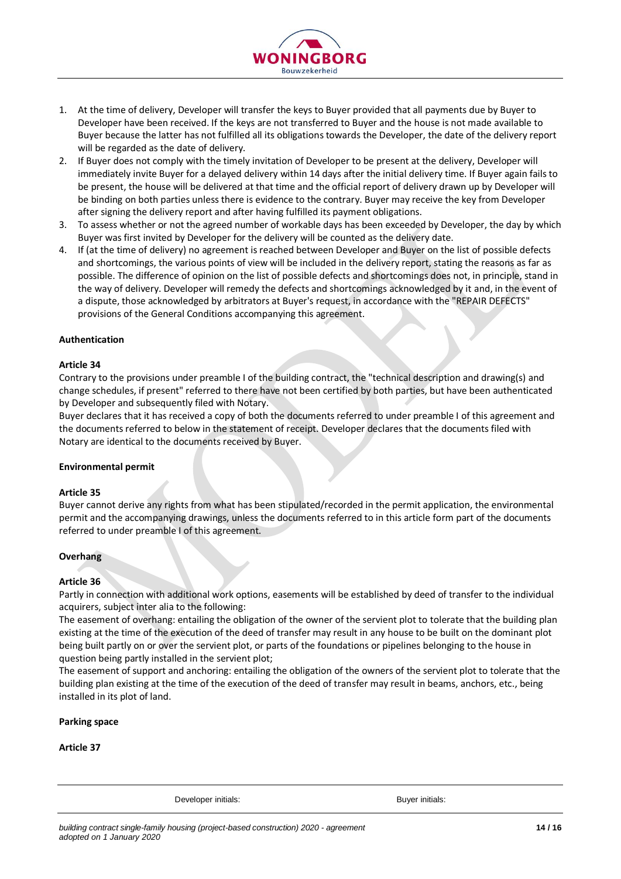1. At the time of delivery, Developer will transfer the keys to Buyer provided that all payments due by Buyer to Developer have been received. If the keys are not transferred to Buyer and the house is not made available to Buyer because the latter has not fulfilled all its obligations towards the Developer, the date of the delivery report will be regarded as the date of delivery.
2. If Buyer does not comply with the timely invitation of Developer to be present at the delivery, Developer will immediately invite Buyer for a delayed delivery within 14 days after the initial delivery time. If Buyer again fails to be present, the house will be delivered at that time and the official report of delivery drawn up by Developer will be binding on both parties unless there is evidence to the contrary. Buyer may receive the key from Developer after signing the delivery report and after having fulfilled its payment obligations.
3. To assess whether or not the agreed number of workable days has been exceeded by Developer, the day by which Buyer was first invited by Developer for the delivery will be counted as the delivery date.
4. If (at the time of delivery) no agreement is reached between Developer and Buyer on the list of possible defects and shortcomings, the various points of view will be included in the delivery report, stating the reasons as far as possible. The difference of opinion on the list of possible defects and shortcomings does not, in principle, stand in the way of delivery. Developer will remedy the defects and shortcomings acknowledged by it and, in the event of a dispute, those acknowledged by arbitrators at Buyer's request, in accordance with the "REPAIR DEFECTS" provisions of the General Conditions accompanying this agreement.

**Authentication**

**Article 34**

Contrary to the provisions under preamble I of the building contract, the "technical description and drawing(s) and change schedules, if present" referred to there have not been certified by both parties, but have been authenticated by Developer and subsequently filed with Notary.

Buyer declares that it has received a copy of both the documents referred to under preamble I of this agreement and the documents referred to below in the statement of receipt. Developer declares that the documents filed with Notary are identical to the documents received by Buyer.

**Environmental permit**

**Article 35**

Buyer cannot derive any rights from what has been stipulated/recorded in the permit application, the environmental permit and the accompanying drawings, unless the documents referred to in this article form part of the documents referred to under preamble I of this agreement.

**Overhang**

**Article 36**

Partly in connection with additional work options, easements will be established by deed of transfer to the individual acquirers, subject inter alia to the following:

The easement of overhang: entailing the obligation of the owner of the servient plot to tolerate that the building plan existing at the time of the execution of the deed of transfer may result in any house to be built on the dominant plot being built partly on or over the servient plot, or parts of the foundations or pipelines belonging to the house in question being partly installed in the servient plot;

The easement of support and anchoring: entailing the obligation of the owners of the servient plot to tolerate that the building plan existing at the time of the execution of the deed of transfer may result in beams, anchors, etc., being installed in its plot of land.

**Parking space**

**Article 37**

Developer initials: Buyer initials: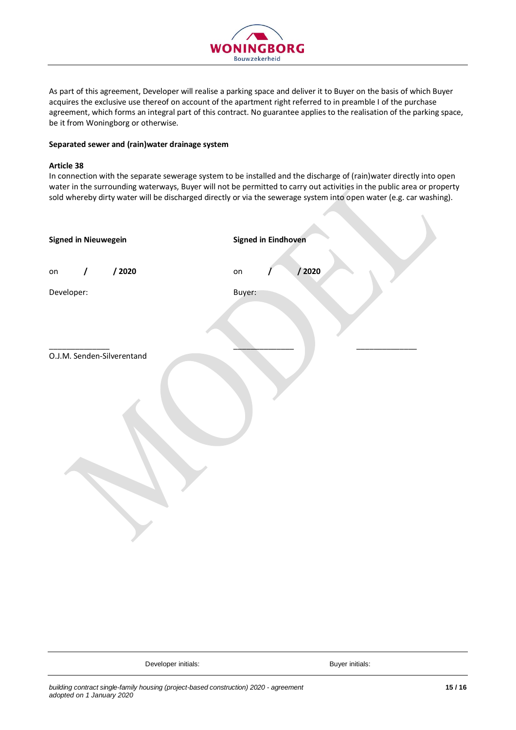As part of this agreement, Developer will realise a parking space and deliver it to Buyer on the basis of which Buyer acquires the exclusive use thereof on account of the apartment right referred to in preamble I of the purchase agreement, which forms an integral part of this contract. No guarantee applies to the realisation of the parking space, be it from Woningborg or otherwise.

**Separated sewer and (rain)water drainage system**

**Article 38**

In connection with the separate sewerage system to be installed and the discharge of (rain)water directly into open water in the surrounding waterways, Buyer will not be permitted to carry out activities in the public area or property sold whereby dirty water will be discharged directly or via the sewerage system into open water (e.g. car washing).

| | |
|---|---|
| **Signed in Nieuwegein** | **Signed in Eindhoven** |
| on **/ / 2020** | on **/ / 2020** |
| Developer: | Buyer: |
| _______________ | _______________ _______________ |
| O.J.M. Senden-Silverentand | |

Developer initials: Buyer initials: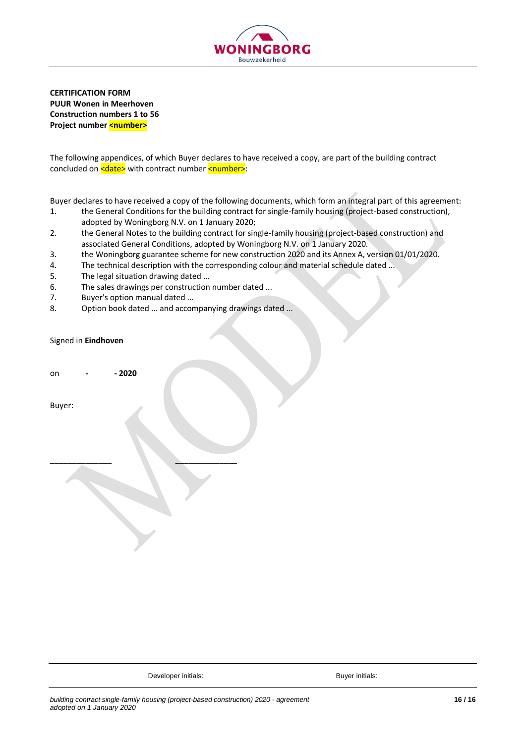**CERTIFICATION FORM**
**PUUR Wonen in Meerhoven**
**Construction numbers 1 to 56**
**Project number <number>**

The following appendices, of which Buyer declares to have received a copy, are part of the building contract concluded on <date> with contract number <number>:

Buyer declares to have received a copy of the following documents, which form an integral part of this agreement:

1. the General Conditions for the building contract for single-family housing (project-based construction), adopted by Woningborg N.V. on 1 January 2020;
2. the General Notes to the building contract for single-family housing (project-based construction) and associated General Conditions, adopted by Woningborg N.V. on 1 January 2020.
3. the Woningborg guarantee scheme for new construction 2020 and its Annex A, version 01/01/2020.
4. The technical description with the corresponding colour and material schedule dated ...
5. The legal situation drawing dated ...
6. The sales drawings per construction number dated ...
7. Buyer's option manual dated ...
8. Option book dated ... and accompanying drawings dated ...

Signed in **Eindhoven**

on **- - 2020**

Buyer:

______________ ______________

Developer initials: Buyer initials:

*building contract single-family housing (project-based construction) 2020 - agreement adopted on 1 January 2020*